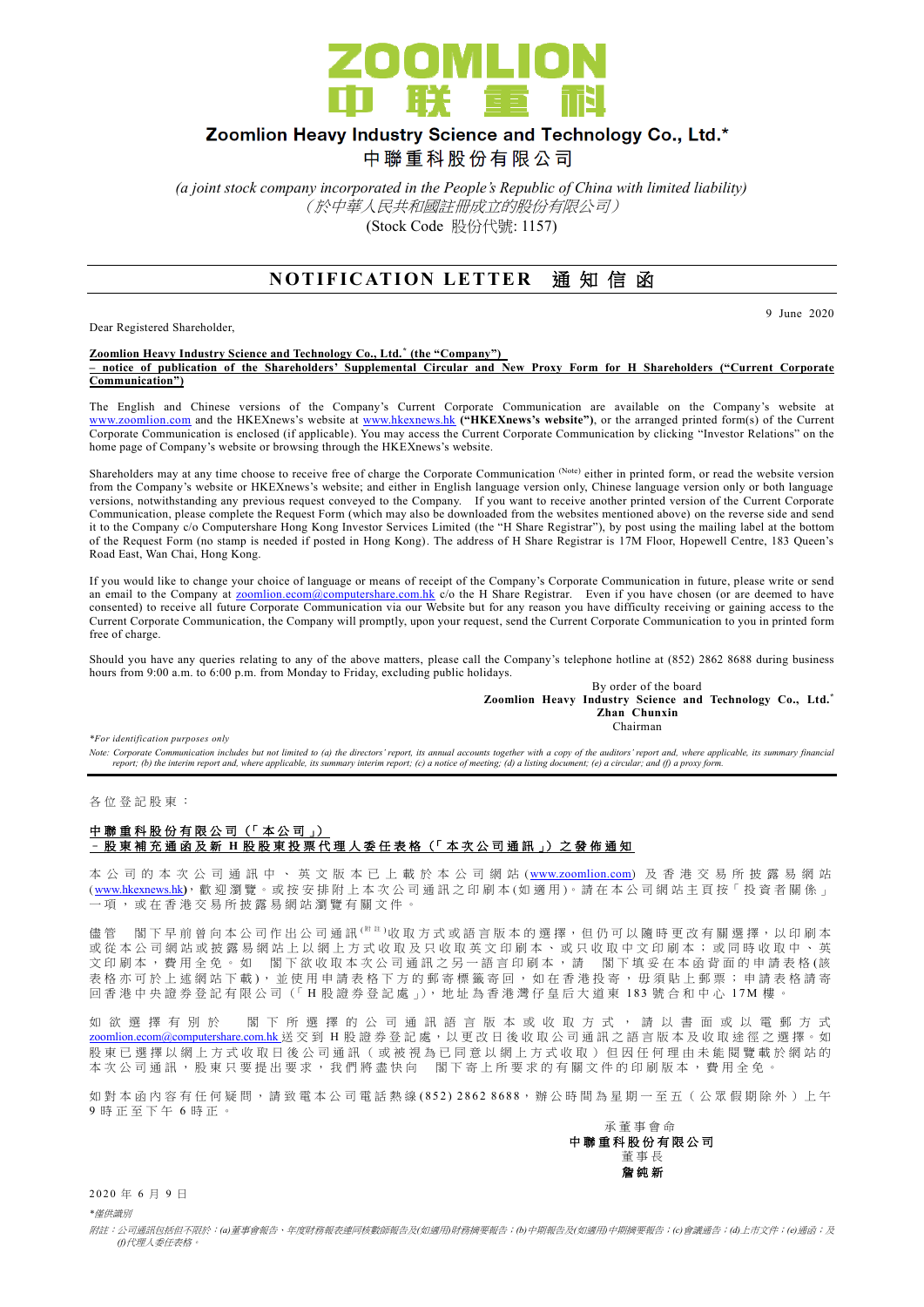# ZOOMLION
# 中联重科

## Zoomlion Heavy Industry Science and Technology Co., Ltd.*
## 中聯重科股份有限公司

*(a joint stock company incorporated in the People's Republic of China with limited liability)*
*（於中華人民共和國註冊成立的股份有限公司）*
(Stock Code 股份代號: 1157)

## NOTIFICATION LETTER 通知信函

9 June 2020

Dear Registered Shareholder,

**Zoomlion Heavy Industry Science and Technology Co., Ltd.* (the "Company")**
**– notice of publication of the Shareholders' Supplemental Circular and New Proxy Form for H Shareholders ("Current Corporate Communication")**

The English and Chinese versions of the Company's Current Corporate Communication are available on the Company's website at www.zoomlion.com and the HKEXnews's website at www.hkexnews.hk **("HKEXnews's website")**, or the arranged printed form(s) of the Current Corporate Communication is enclosed (if applicable). You may access the Current Corporate Communication by clicking "Investor Relations" on the home page of Company's website or browsing through the HKEXnews's website.

Shareholders may at any time choose to receive free of charge the Corporate Communication (Note) either in printed form, or read the website version from the Company's website or HKEXnews's website; and either in English language version only, Chinese language version only or both language versions, notwithstanding any previous request conveyed to the Company. If you want to receive another printed version of the Current Corporate Communication, please complete the Request Form (which may also be downloaded from the websites mentioned above) on the reverse side and send it to the Company c/o Computershare Hong Kong Investor Services Limited (the "H Share Registrar"), by post using the mailing label at the bottom of the Request Form (no stamp is needed if posted in Hong Kong). The address of H Share Registrar is 17M Floor, Hopewell Centre, 183 Queen's Road East, Wan Chai, Hong Kong.

If you would like to change your choice of language or means of receipt of the Company's Corporate Communication in future, please write or send an email to the Company at zoomlion.ecom@computershare.com.hk c/o the H Share Registrar. Even if you have chosen (or are deemed to have consented) to receive all future Corporate Communication via our Website but for any reason you have difficulty receiving or gaining access to the Current Corporate Communication, the Company will promptly, upon your request, send the Current Corporate Communication to you in printed form free of charge.

Should you have any queries relating to any of the above matters, please call the Company's telephone hotline at (852) 2862 8688 during business hours from 9:00 a.m. to 6:00 p.m. from Monday to Friday, excluding public holidays.

By order of the board
**Zoomlion Heavy Industry Science and Technology Co., Ltd.***
**Zhan Chunxin**
Chairman

*\*For identification purposes only*

*Note: Corporate Communication includes but not limited to (a) the directors' report, its annual accounts together with a copy of the auditors' report and, where applicable, its summary financial report; (b) the interim report and, where applicable, its summary interim report; (c) a notice of meeting; (d) a listing document; (e) a circular; and (f) a proxy form.*

---

各位登記股東：

**中聯重科股份有限公司（「本公司」）**
**–股東補充通函及新H股股東投票代理人委任表格（「本次公司通訊」）之發佈通知**

本公司的本次公司通訊中、英文版本已上載於本公司網站(www.zoomlion.com)及香港交易所披露易網站(www.hkexnews.hk)，歡迎瀏覽。或按安排附上本次公司通訊之印刷本(如適用)。請在本公司網站主頁按「投資者關係」一項，或在香港交易所披露易網站瀏覽有關文件。

儘管閣下早前曾向本公司作出公司通訊(附註)收取方式或語言版本的選擇，但仍可以隨時更改有關選擇，以印刷本或從本公司網站或披露易網站上以網上方式收取及只收取英文印刷本、或只收取中文印刷本；或同時收取中、英文印刷本，費用全免。如閣下欲收取本次公司通訊之另一語言印刷本，請閣下填妥在本函背面的申請表格(該表格亦可於上述網站下載)，並使用申請表格下方的郵寄標籤寄回香港中央證券登記有限公司（「H股證券登記處」)，如在香港投寄，毋須貼上郵票；申請表格請寄回香港中央證券登記有限公司（「H股證券登記處」），地址為香港灣仔皇后大道東183號合和中心17M樓。

如欲選擇有別於閣下所選擇的公司通訊語言版本或收取方式，請以書面或以電郵方式zoomlion.ecom@computershare.com.hk送交到H股證券登記處，以更改日後收取公司通訊之語言版本及收取途徑之選擇。如股東已選擇以網上方式收取日後公司通訊（或被視為已同意以網上方式收取）但因任何理由未能閱覽載於網站的本次公司通訊，股東只要提出要求，我們將盡快向閣下寄上所要求的有關文件的印刷版本，費用全免。

如對本函內容有任何疑問，請致電本公司電話熱線(852) 2862 8688，辦公時間為星期一至五（公眾假期除外）上午9時正至下午6時正。

承董事會命
**中聯重科股份有限公司**
董事長
**詹純新**

2020年6月9日

*\*僅供識別*

*附註：公司通訊包括但不限於：(a)董事會報告、年度財務報表連同核數師報告及(如適用)財務摘要報告；(b)中期報告及(如適用)中期摘要報告；(c)會議通告；(d)上市文件；(e)通函；及(f)代理人委任表格。*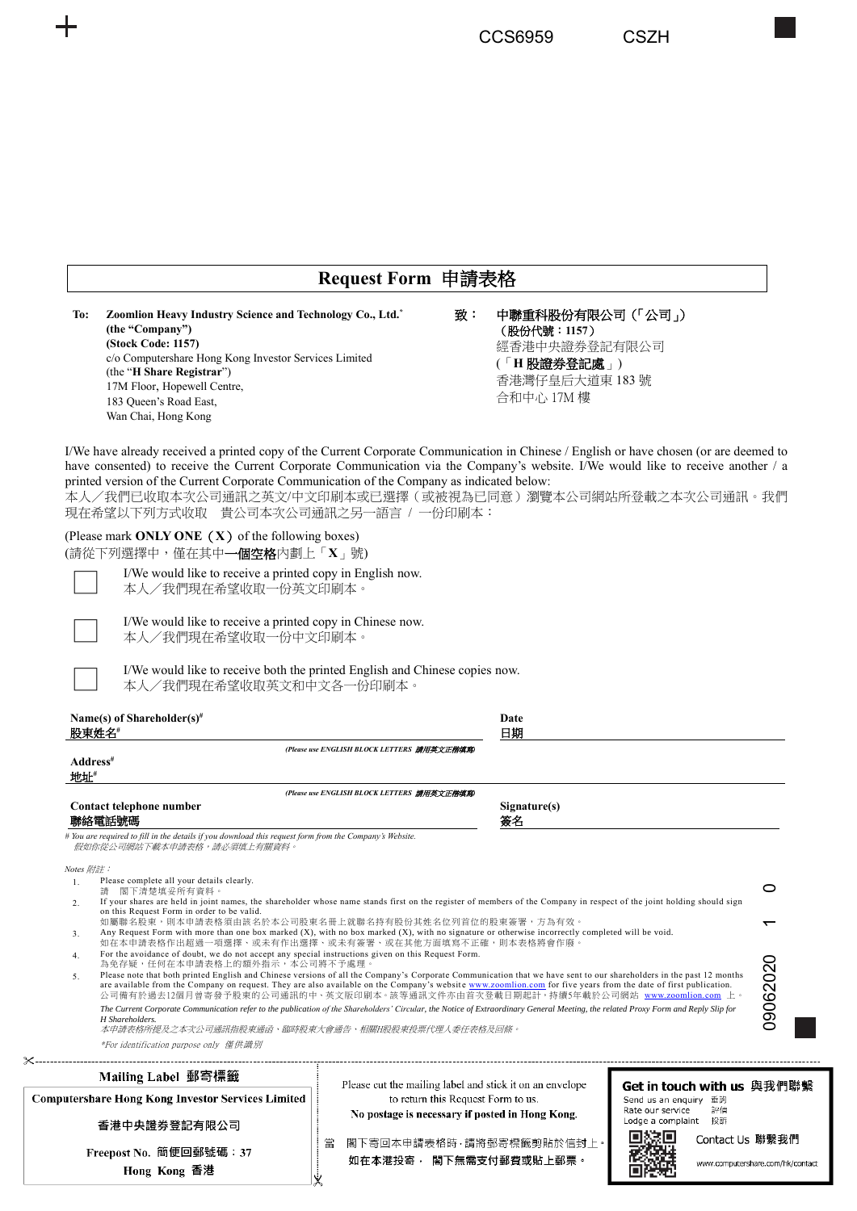# Request Form 申請表格

**To:** **Zoomlion Heavy Industry Science and Technology Co., Ltd.*** **(the "Company")** **(Stock Code: 1157)** c/o Computershare Hong Kong Investor Services Limited (the "**H Share Registrar**") 17M Floor, Hopewell Centre, 183 Queen's Road East, Wan Chai, Hong Kong

**致：** **中聯重科股份有限公司（「公司」）** **（股份代號：1157）** 經香港中央證券登記有限公司 （「**H 股證券登記處**」） 香港灣仔皇后大道東 183 號 合和中心 17M 樓

I/We have already received a printed copy of the Current Corporate Communication in Chinese / English or have chosen (or are deemed to have consented) to receive the Current Corporate Communication via the Company's website. I/We would like to receive another / a printed version of the Current Corporate Communication of the Company as indicated below:

本人╱我們已收取本次公司通訊之英文/中文印刷本或已選擇（或被視為已同意）瀏覽本公司網站所登載之本次公司通訊。我們現在希望以下列方式收取　貴公司本次公司通訊之另一語言 / 一份印刷本：

(Please mark **ONLY ONE** (**X**) of the following boxes)
(請從下列選擇中，僅在其中**一個空格**內劃上「**X**」號)

☐ I/We would like to receive a printed copy in English now.
本人╱我們現在希望收取一份英文印刷本。

☐ I/We would like to receive a printed copy in Chinese now.
本人╱我們現在希望收取一份中文印刷本。

☐ I/We would like to receive both the printed English and Chinese copies now.
本人╱我們現在希望收取英文和中文各一份印刷本。

**Name(s) of Shareholder(s)#** **股東姓名#** ____________________ **Date 日期** ____________________

*(Please use ENGLISH BLOCK LETTERS 請用英文正楷填寫)*

**Address#** **地址#** ____________________

*(Please use ENGLISH BLOCK LETTERS 請用英文正楷填寫)*

**Contact telephone number** **聯絡電話號碼** ____________________ **Signature(s) 簽名** ____________________

*# You are required to fill in the details if you download this request form from the Company's Website.*
*假如你從公司網站下載本申請表格，請必須填上有關資料。*

*Notes 附註：*

1. Please complete all your details clearly.
請　閣下清楚填妥所有資料。
2. If your shares are held in joint names, the shareholder whose name stands first on the register of members of the Company in respect of the joint holding should sign on this Request Form in order to be valid.
如屬聯名股東，則本申請表格須由該名於本公司股東名冊上就聯名持有股份其姓名位列首位的股東簽署，方為有效。
3. Any Request Form with more than one box marked (X), with no box marked (X), with no signature or otherwise incorrectly completed will be void.
如在本申請表格作出超過一項選擇、或未有作出選擇、或未有簽署、或在其他方面填寫不正確，則本表格將會作廢。
4. For the avoidance of doubt, we do not accept any special instructions given on this Request Form.
為免存疑，任何在本申請表格上的額外指示，本公司將不予處理。
5. Please note that both printed English and Chinese versions of all the Company's Corporate Communication that we have sent to our shareholders in the past 12 months are available from the Company on request. They are also available on the Company's website www.zoomlion.com for five years from the date of first publication.
公司備有於過去12個月曾寄發予股東的公司通訊的中、英文版印刷本。該等通訊文件亦由首次登載日期起計，持續5年載於公司網站 www.zoomlion.com 上。

*The Current Corporate Communication refer to the publication of the Shareholders' Circular, the Notice of Extraordinary General Meeting, the related Proxy Form and Reply Slip for H Shareholders.*
*本申請表格所提及之本次公司通訊指股東通函、臨時股東大會通告、相關H股股東投票代理人委任表格及回條。*

*\*For identification purpose only 僅供識別*

---

**Mailing Label 郵寄標籤**

**Computershare Hong Kong Investor Services Limited**

**香港中央證券登記有限公司**

**Freepost No. 簡便回郵號碼：37**

**Hong Kong 香港**

Please cut the mailing label and stick it on an envelope to return this Request Form to us.
**No postage is necessary if posted in Hong Kong.**

當　閣下寄回本申請表格時，請將郵寄標籤剪貼於信封上。
**如在本港投寄，　閣下無需支付郵費或貼上郵票。**

**Get in touch with us 與我們聯繫**
Send us an enquiry 查詢
Rate our service 評價
Lodge a complaint 投訴
Contact Us 聯繫我們
www.computershare.com/hk/contact